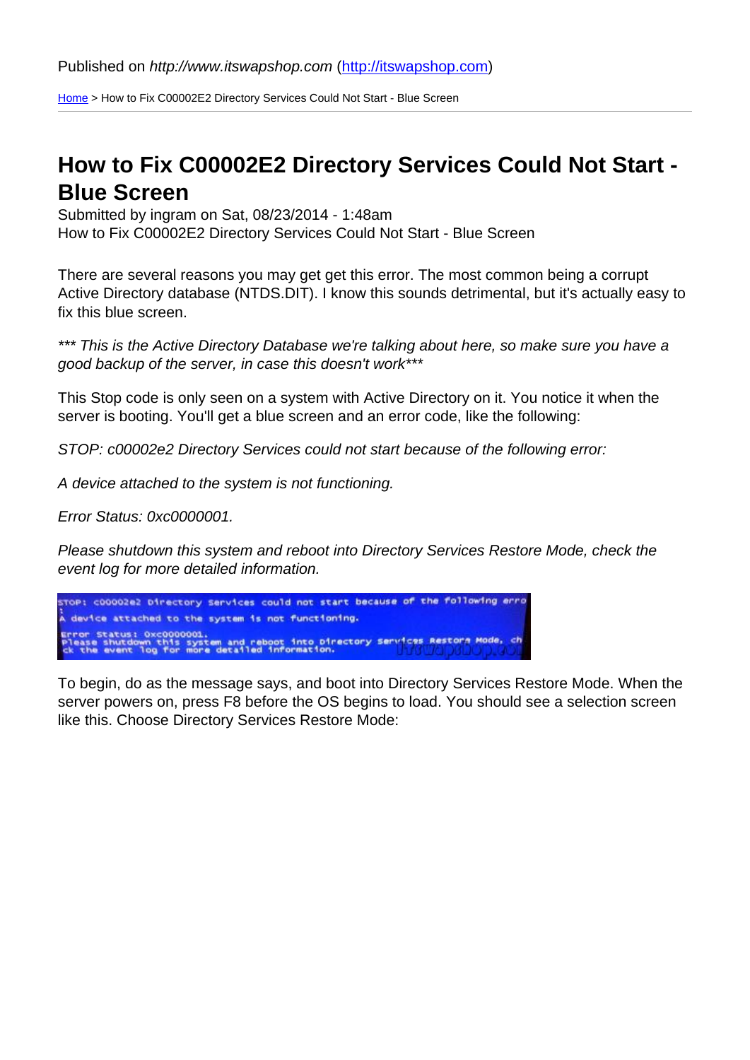Published on *http://www.itswapshop.com* (http://itswapshop.com)

Home > How to Fix C00002E2 Directory Services Could Not Start - Blue Screen

# How to Fix C00002E2 Directory Services Could Not Start - Blue Screen

Submitted by ingram on Sat, 08/23/2014 - 1:48am

How to Fix C00002E2 Directory Services Could Not Start - Blue Screen

There are several reasons you may get get this error. The most common being a corrupt Active Directory database (NTDS.DIT). I know this sounds detrimental, but it's actually easy to fix this blue screen.

*\*\*\* This is the Active Directory Database we're talking about here, so make sure you have a good backup of the server, in case this doesn't work\*\*\**

This Stop code is only seen on a system with Active Directory on it. You notice it when the server is booting. You'll get a blue screen and an error code, like the following:

*STOP: c00002e2 Directory Services could not start because of the following error:*

*A device attached to the system is not functioning.*

*Error Status: 0xc0000001.*

*Please shutdown this system and reboot into Directory Services Restore Mode, check the event log for more detailed information.*

To begin, do as the message says, and boot into Directory Services Restore Mode. When the server powers on, press F8 before the OS begins to load. You should see a selection screen like this. Choose Directory Services Restore Mode: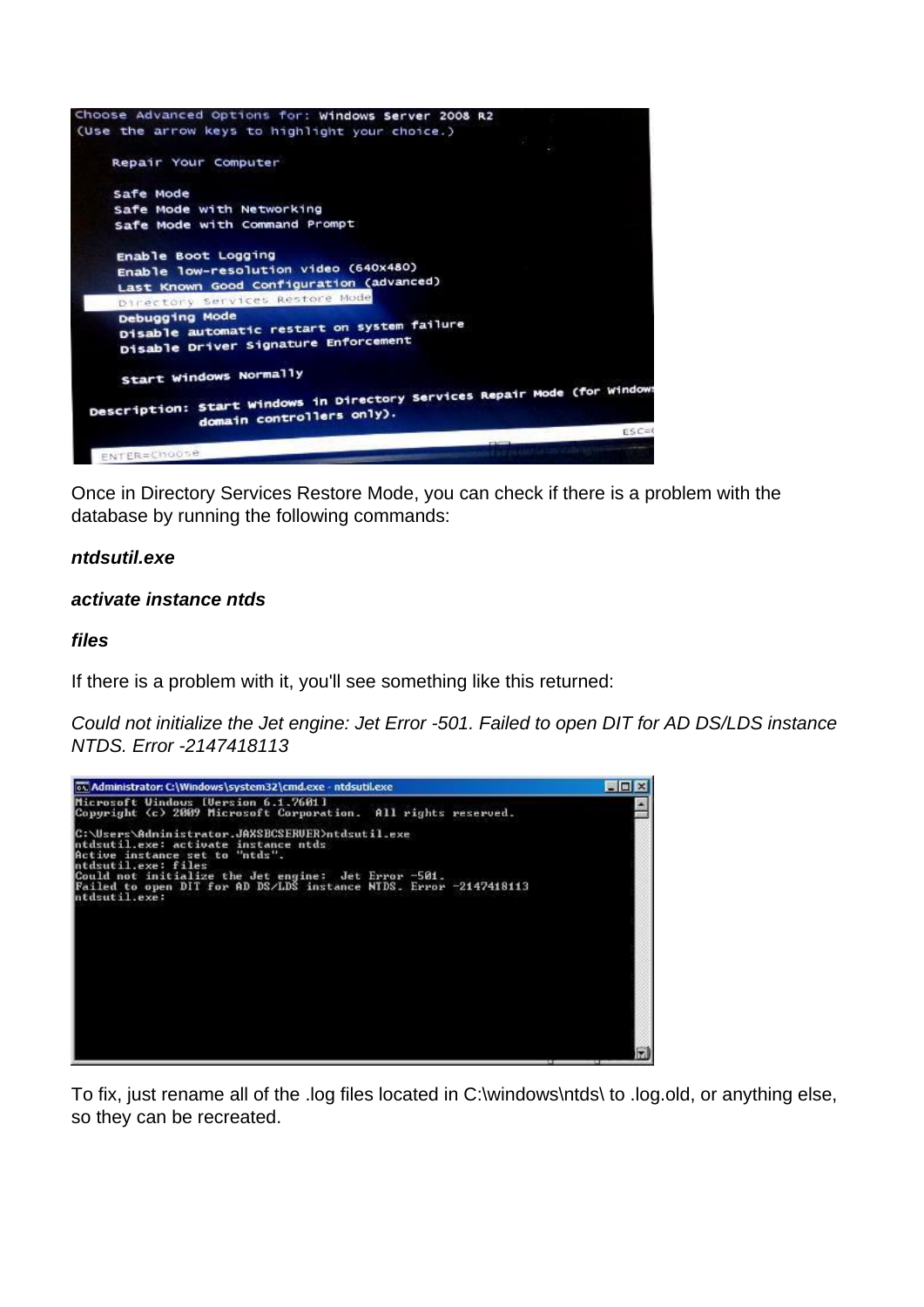Once in Directory Services Restore Mode, you can check if there is a problem with the database by running the following commands:

***ntdsutil.exe***

***activate instance ntds***

***files***

If there is a problem with it, you'll see something like this returned:

*Could not initialize the Jet engine: Jet Error -501. Failed to open DIT for AD DS/LDS instance NTDS. Error -2147418113*

To fix, just rename all of the .log files located in C:\windows\ntds\ to .log.old, or anything else, so they can be recreated.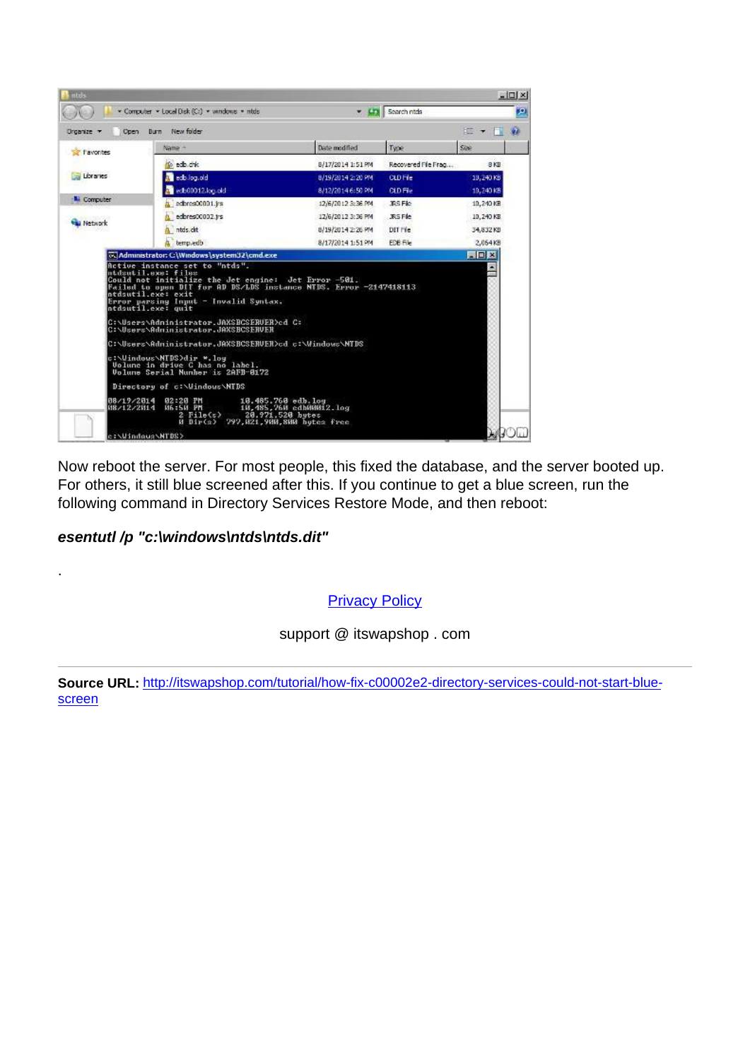Now reboot the server. For most people, this fixed the database, and the server booted up. For others, it still blue screened after this. If you continue to get a blue screen, run the following command in Directory Services Restore Mode, and then reboot:

***esentutl /p "c:\windows\ntds\ntds.dit"***

.

[Privacy Policy](#)

support @ itswapshop . com

---

**Source URL:** [http://itswapshop.com/tutorial/how-fix-c00002e2-directory-services-could-not-start-blue-screen](http://itswapshop.com/tutorial/how-fix-c00002e2-directory-services-could-not-start-blue-screen)